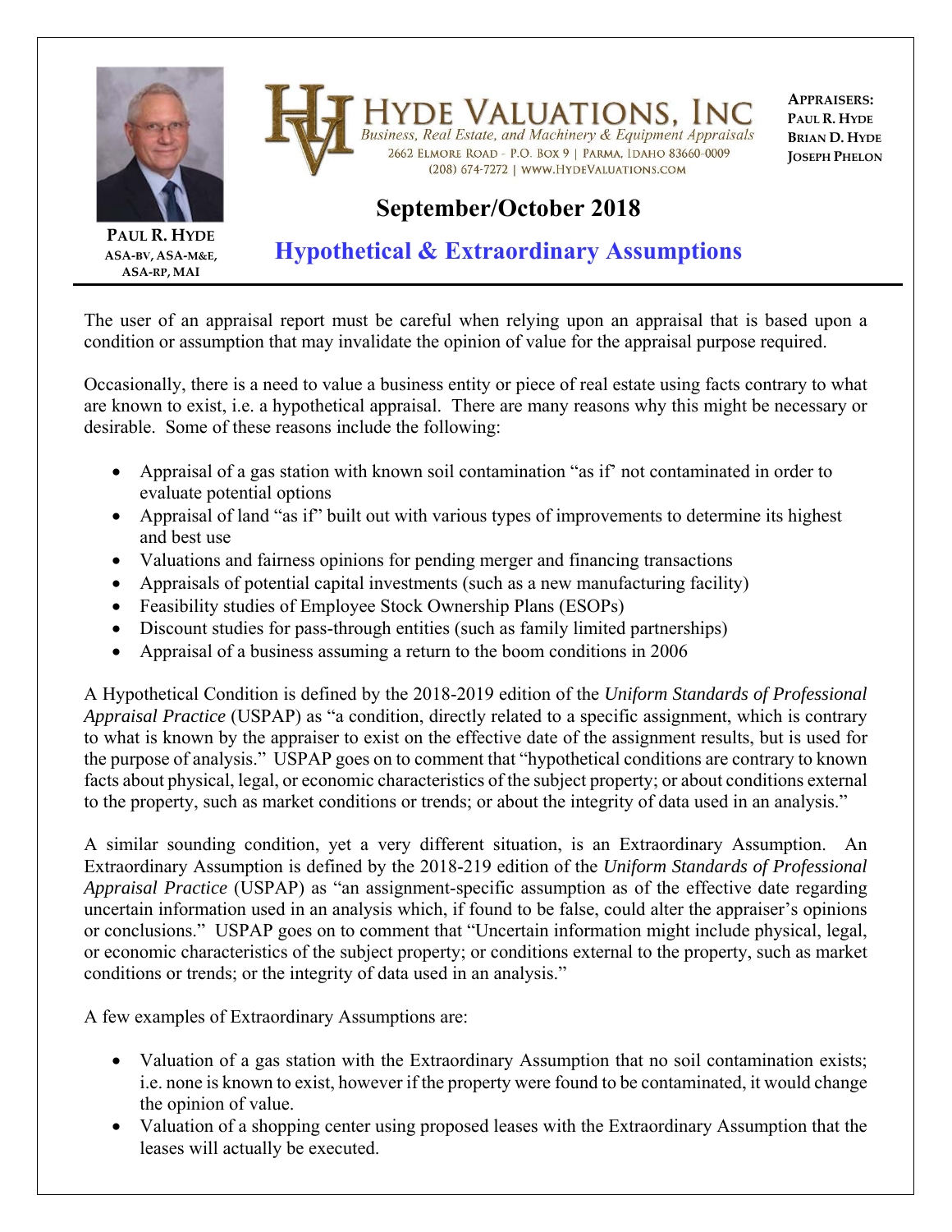PAUL R. HYDE
ASA-BV, ASA-M&E, ASA-RP, MAI

# HYDE VALUATIONS, INC

*Business, Real Estate, and Machinery & Equipment Appraisals*

2662 ELMORE ROAD - P.O. BOX 9 | PARMA, IDAHO 83660-0009
(208) 674-7272 | WWW.HYDEVALUATIONS.COM

**APPRAISERS:**
PAUL R. HYDE
BRIAN D. HYDE
JOSEPH PHELON

## September/October 2018

## Hypothetical & Extraordinary Assumptions

The user of an appraisal report must be careful when relying upon an appraisal that is based upon a condition or assumption that may invalidate the opinion of value for the appraisal purpose required.

Occasionally, there is a need to value a business entity or piece of real estate using facts contrary to what are known to exist, i.e. a hypothetical appraisal. There are many reasons why this might be necessary or desirable. Some of these reasons include the following:

- Appraisal of a gas station with known soil contamination "as if' not contaminated in order to evaluate potential options
- Appraisal of land "as if" built out with various types of improvements to determine its highest and best use
- Valuations and fairness opinions for pending merger and financing transactions
- Appraisals of potential capital investments (such as a new manufacturing facility)
- Feasibility studies of Employee Stock Ownership Plans (ESOPs)
- Discount studies for pass-through entities (such as family limited partnerships)
- Appraisal of a business assuming a return to the boom conditions in 2006

A Hypothetical Condition is defined by the 2018-2019 edition of the *Uniform Standards of Professional Appraisal Practice* (USPAP) as "a condition, directly related to a specific assignment, which is contrary to what is known by the appraiser to exist on the effective date of the assignment results, but is used for the purpose of analysis." USPAP goes on to comment that "hypothetical conditions are contrary to known facts about physical, legal, or economic characteristics of the subject property; or about conditions external to the property, such as market conditions or trends; or about the integrity of data used in an analysis."

A similar sounding condition, yet a very different situation, is an Extraordinary Assumption. An Extraordinary Assumption is defined by the 2018-219 edition of the *Uniform Standards of Professional Appraisal Practice* (USPAP) as "an assignment-specific assumption as of the effective date regarding uncertain information used in an analysis which, if found to be false, could alter the appraiser's opinions or conclusions." USPAP goes on to comment that "Uncertain information might include physical, legal, or economic characteristics of the subject property; or conditions external to the property, such as market conditions or trends; or the integrity of data used in an analysis."

A few examples of Extraordinary Assumptions are:

- Valuation of a gas station with the Extraordinary Assumption that no soil contamination exists; i.e. none is known to exist, however if the property were found to be contaminated, it would change the opinion of value.
- Valuation of a shopping center using proposed leases with the Extraordinary Assumption that the leases will actually be executed.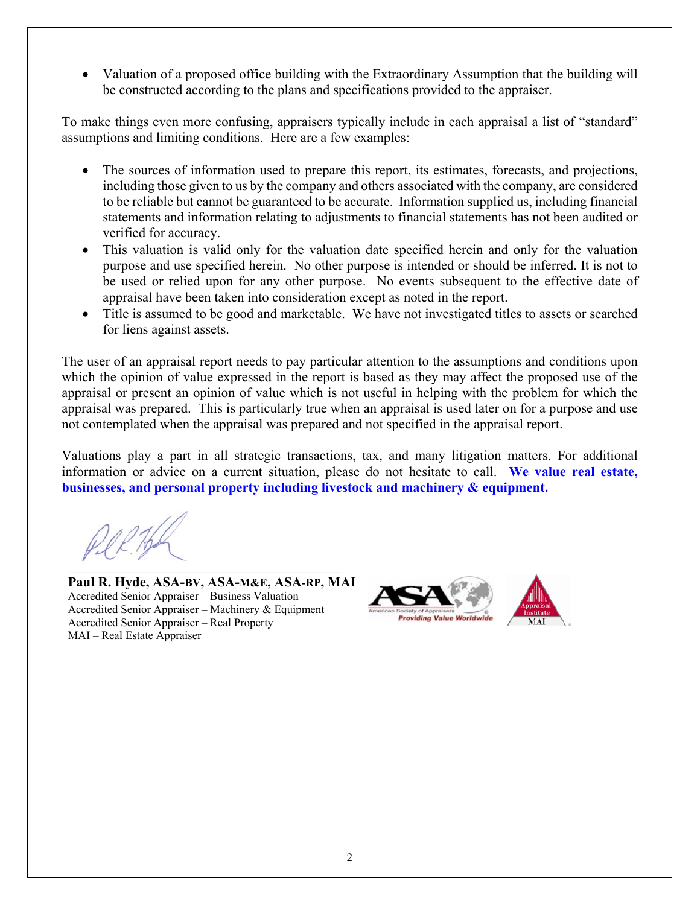- Valuation of a proposed office building with the Extraordinary Assumption that the building will be constructed according to the plans and specifications provided to the appraiser.

To make things even more confusing, appraisers typically include in each appraisal a list of "standard" assumptions and limiting conditions. Here are a few examples:

- The sources of information used to prepare this report, its estimates, forecasts, and projections, including those given to us by the company and others associated with the company, are considered to be reliable but cannot be guaranteed to be accurate. Information supplied us, including financial statements and information relating to adjustments to financial statements has not been audited or verified for accuracy.
- This valuation is valid only for the valuation date specified herein and only for the valuation purpose and use specified herein. No other purpose is intended or should be inferred. It is not to be used or relied upon for any other purpose. No events subsequent to the effective date of appraisal have been taken into consideration except as noted in the report.
- Title is assumed to be good and marketable. We have not investigated titles to assets or searched for liens against assets.

The user of an appraisal report needs to pay particular attention to the assumptions and conditions upon which the opinion of value expressed in the report is based as they may affect the proposed use of the appraisal or present an opinion of value which is not useful in helping with the problem for which the appraisal was prepared. This is particularly true when an appraisal is used later on for a purpose and use not contemplated when the appraisal was prepared and not specified in the appraisal report.

Valuations play a part in all strategic transactions, tax, and many litigation matters. For additional information or advice on a current situation, please do not hesitate to call. **We value real estate, businesses, and personal property including livestock and machinery & equipment.**

**Paul R. Hyde, ASA-BV, ASA-M&E, ASA-RP, MAI**
Accredited Senior Appraiser – Business Valuation
Accredited Senior Appraiser – Machinery & Equipment
Accredited Senior Appraiser – Real Property
MAI – Real Estate Appraiser

ASA
American Society of Appraisers
Providing Value Worldwide

Appraisal Institute
MAI